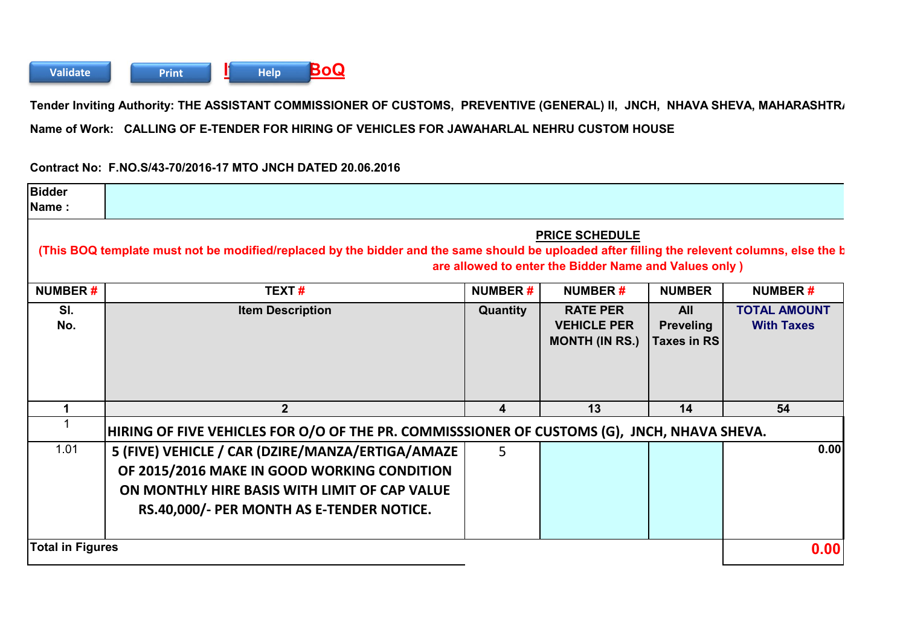Validate Print Help

# BoQ

**Tender Inviting Authority: THE ASSISTANT COMMISSIONER OF CUSTOMS, PREVENTIVE (GENERAL) II, JNCH, NHAVA SHEVA, MAHARASHTRA**

**Name of Work: CALLING OF E-TENDER FOR HIRING OF VEHICLES FOR JAWAHARLAL NEHRU CUSTOM HOUSE**

**Contract No: F.NO.S/43-70/2016-17 MTO JNCH DATED 20.06.2016**

| Bidder Name : | |
|---|---|

## PRICE SCHEDULE

**(This BOQ template must not be modified/replaced by the bidder and the same should be uploaded after filling the relevent columns, else the b are allowed to enter the Bidder Name and Values only )**

| NUMBER # | TEXT # | NUMBER # | NUMBER # | NUMBER | NUMBER # |
|---|---|---|---|---|---|
| Sl. No. | Item Description | Quantity | RATE PER VEHICLE PER MONTH (IN RS.) | All Preveling Taxes in RS | TOTAL AMOUNT With Taxes |
| 1 | 2 | 4 | 13 | 14 | 54 |
| 1 | HIRING OF FIVE VEHICLES FOR O/O OF THE PR. COMMISSSIONER OF CUSTOMS (G), JNCH, NHAVA SHEVA. | | | | |
| 1.01 | 5 (FIVE) VEHICLE / CAR (DZIRE/MANZA/ERTIGA/AMAZE OF 2015/2016 MAKE IN GOOD WORKING CONDITION ON MONTHLY HIRE BASIS WITH LIMIT OF CAP VALUE RS.40,000/- PER MONTH AS E-TENDER NOTICE. | 5 | | | 0.00 |
| Total in Figures | | | | | 0.00 |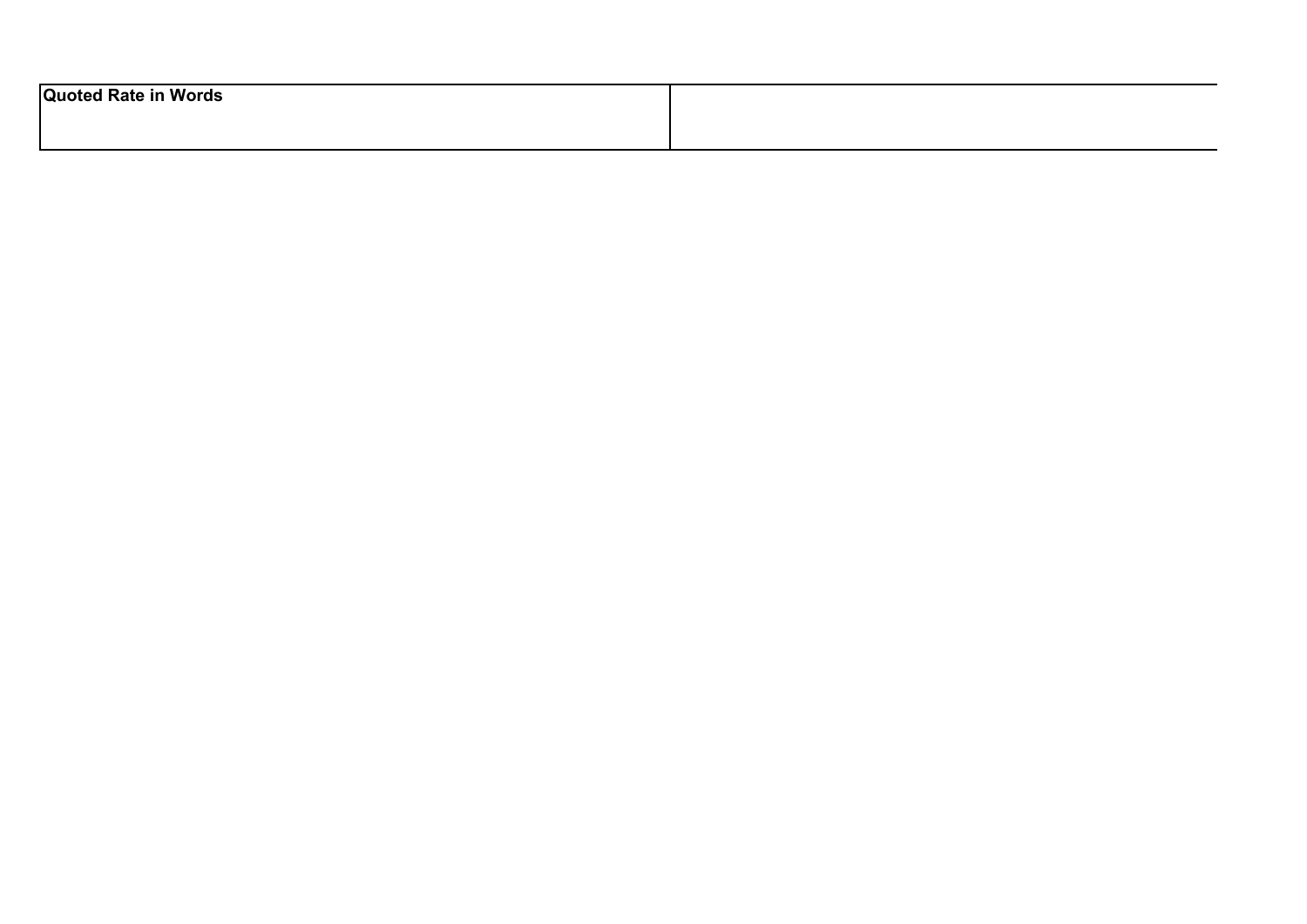| **Quoted Rate in Words** | |
|---|---|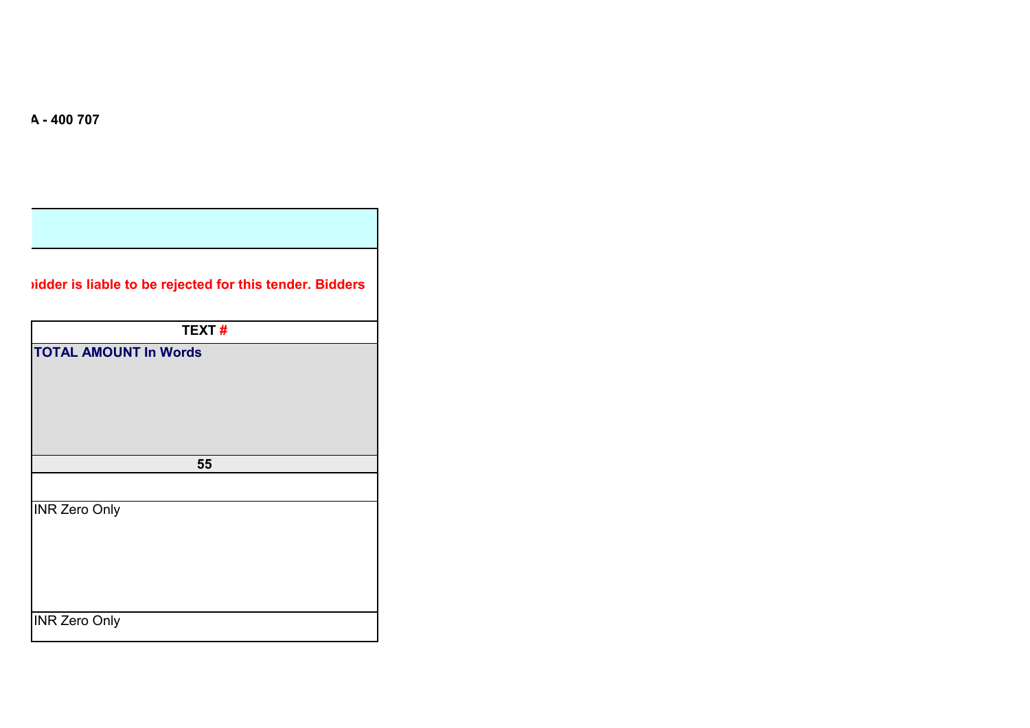**A - 400 707**

**idder is liable to be rejected for this tender. Bidders**

| **TEXT #** |
| --- |
| **TOTAL AMOUNT In Words** |
| **55** |
| |
| INR Zero Only |
| INR Zero Only |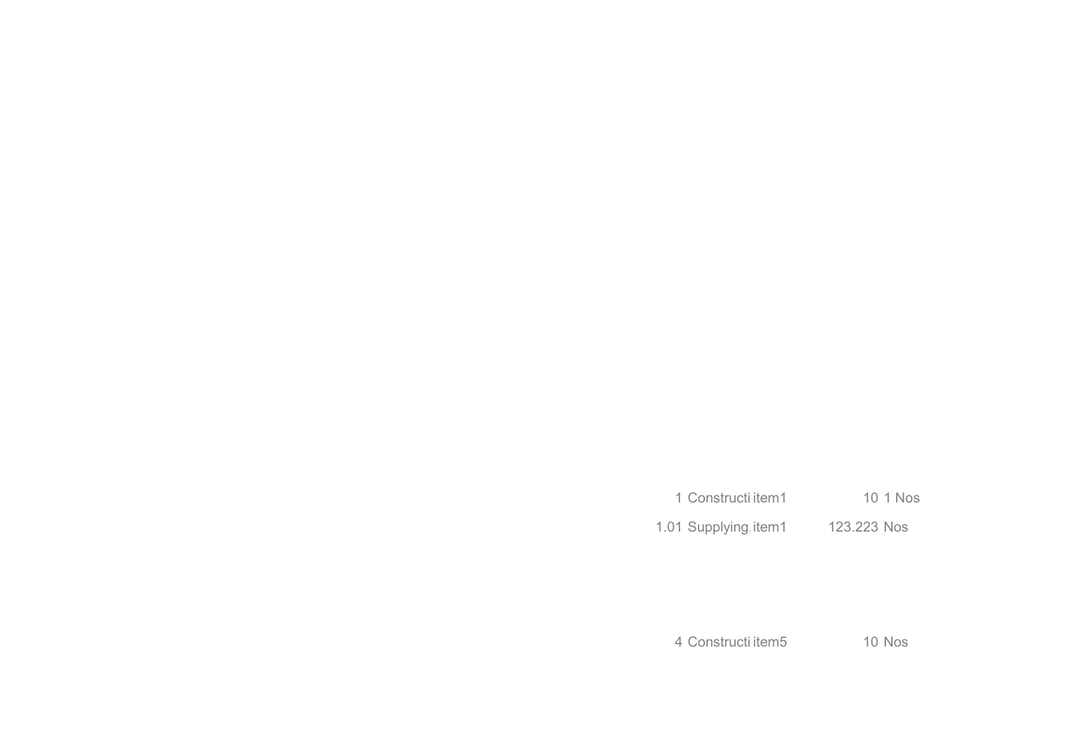| | | | | | |
|---|---|---|---|---|---|
| 1 | Constructi | item1 | 10 | 1 | Nos |
| 1.01 | Supplying. | item1 | 123.223 | | Nos |
| 4 | Constructi | item5 | 10 | | Nos |